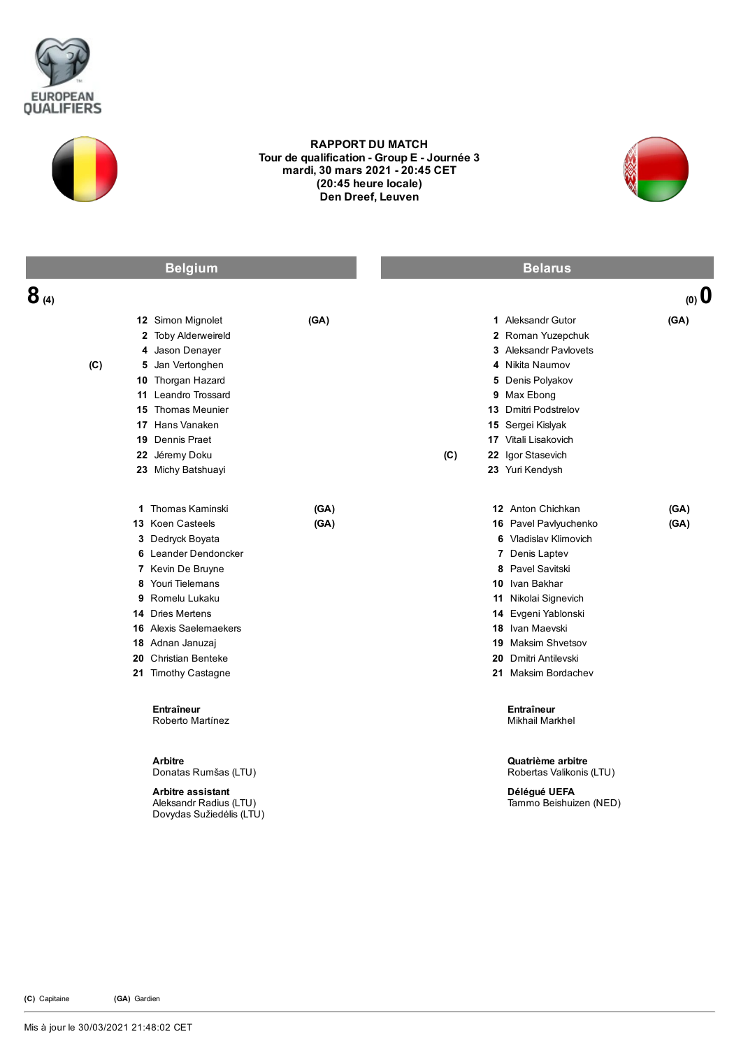EUROPEAN QUALIFIERS

**RAPPORT DU MATCH**
**Tour de qualification - Group E - Journée 3**
**mardi, 30 mars 2021 - 20:45 CET**
**(20:45 heure locale)**
**Den Dreef, Leuven**

| Belgium | | | Belarus | | |
|---|---|---|---|---|---|
| **8** (4) | | | | | (0) **0** |
| | **12** Simon Mignolet | (GA) | | **1** Aleksandr Gutor | (GA) |
| | **2** Toby Alderweireld | | | **2** Roman Yuzepchuk | |
| | **4** Jason Denayer | | | **3** Aleksandr Pavlovets | |
| (C) | **5** Jan Vertonghen | | | **4** Nikita Naumov | |
| | **10** Thorgan Hazard | | | **5** Denis Polyakov | |
| | **11** Leandro Trossard | | | **9** Max Ebong | |
| | **15** Thomas Meunier | | | **13** Dmitri Podstrelov | |
| | **17** Hans Vanaken | | | **15** Sergei Kislyak | |
| | **19** Dennis Praet | | | **17** Vitali Lisakovich | |
| | **22** Jéremy Doku | | (C) | **22** Igor Stasevich | |
| | **23** Michy Batshuayi | | | **23** Yuri Kendysh | |
| | | | | | |
| | **1** Thomas Kaminski | (GA) | | **12** Anton Chichkan | (GA) |
| | **13** Koen Casteels | (GA) | | **16** Pavel Pavlyuchenko | (GA) |
| | **3** Dedryck Boyata | | | **6** Vladislav Klimovich | |
| | **6** Leander Dendoncker | | | **7** Denis Laptev | |
| | **7** Kevin De Bruyne | | | **8** Pavel Savitski | |
| | **8** Youri Tielemans | | | **10** Ivan Bakhar | |
| | **9** Romelu Lukaku | | | **11** Nikolai Signevich | |
| | **14** Dries Mertens | | | **14** Evgeni Yablonski | |
| | **16** Alexis Saelemaekers | | | **18** Ivan Maevski | |
| | **18** Adnan Januzaj | | | **19** Maksim Shvetsov | |
| | **20** Christian Benteke | | | **20** Dmitri Antilevski | |
| | **21** Timothy Castagne | | | **21** Maksim Bordachev | |

**Entraîneur**
Roberto Martínez

**Entraîneur**
Mikhail Markhel

**Arbitre**
Donatas Rumšas (LTU)

**Arbitre assistant**
Aleksandr Radius (LTU)
Dovydas Sužiedėlis (LTU)

**Quatrième arbitre**
Robertas Valikonis (LTU)

**Délégué UEFA**
Tammo Beishuizen (NED)

**(C)** Capitaine **(GA)** Gardien

Mis à jour le 30/03/2021 21:48:02 CET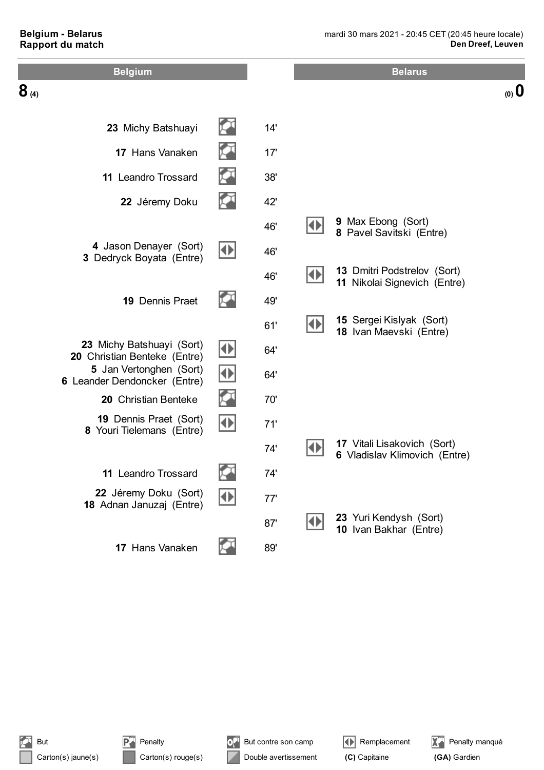**Belgium - Belarus**
**Rapport du match**

mardi 30 mars 2021 - 20:45 CET (20:45 heure locale)
**Den Dreef, Leuven**

| Belgium | | Min. | | Belarus |
|---|---|---|---|---|
| **8** (4) | | | | (0) **0** |
| **23** Michy Batshuayi | But | 14' | | |
| **17** Hans Vanaken | But | 17' | | |
| **11** Leandro Trossard | But | 38' | | |
| **22** Jéremy Doku | But | 42' | | |
| | | 46' | Remplacement | **9** Max Ebong (Sort) **8** Pavel Savitski (Entre) |
| **4** Jason Denayer (Sort) **3** Dedryck Boyata (Entre) | Remplacement | 46' | | |
| | | 46' | Remplacement | **13** Dmitri Podstrelov (Sort) **11** Nikolai Signevich (Entre) |
| **19** Dennis Praet | But | 49' | | |
| | | 61' | Remplacement | **15** Sergei Kislyak (Sort) **18** Ivan Maevski (Entre) |
| **23** Michy Batshuayi (Sort) **20** Christian Benteke (Entre) | Remplacement | 64' | | |
| **5** Jan Vertonghen (Sort) **6** Leander Dendoncker (Entre) | Remplacement | 64' | | |
| **20** Christian Benteke | But | 70' | | |
| **19** Dennis Praet (Sort) **8** Youri Tielemans (Entre) | Remplacement | 71' | | |
| | | 74' | Remplacement | **17** Vitali Lisakovich (Sort) **6** Vladislav Klimovich (Entre) |
| **11** Leandro Trossard | But | 74' | | |
| **22** Jéremy Doku (Sort) **18** Adnan Januzaj (Entre) | Remplacement | 77' | | |
| | | 87' | Remplacement | **23** Yuri Kendysh (Sort) **10** Ivan Bakhar (Entre) |
| **17** Hans Vanaken | But | 89' | | |

But | Penalty | But contre son camp | Remplacement | Penalty manqué
Carton(s) jaune(s) | Carton(s) rouge(s) | Double avertissement | **(C)** Capitaine | **(GA)** Gardien